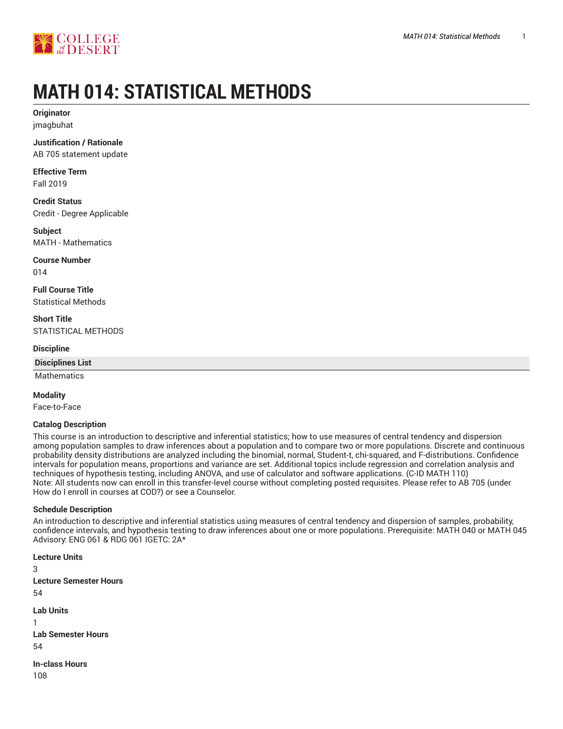# MATH 014: STATISTICAL METHODS

**Originator**

jmagbuhat

**Justification / Rationale**

AB 705 statement update

**Effective Term**

Fall 2019

**Credit Status**

Credit - Degree Applicable

**Subject**

MATH - Mathematics

**Course Number**

014

**Full Course Title**

Statistical Methods

**Short Title**

STATISTICAL METHODS

**Discipline**

| Disciplines List |
|---|
| Mathematics |

**Modality**

Face-to-Face

**Catalog Description**

This course is an introduction to descriptive and inferential statistics; how to use measures of central tendency and dispersion among population samples to draw inferences about a population and to compare two or more populations. Discrete and continuous probability density distributions are analyzed including the binomial, normal, Student-t, chi-squared, and F-distributions. Confidence intervals for population means, proportions and variance are set. Additional topics include regression and correlation analysis and techniques of hypothesis testing, including ANOVA, and use of calculator and software applications. (C-ID MATH 110)
Note: All students now can enroll in this transfer-level course without completing posted requisites. Please refer to AB 705 (under How do I enroll in courses at COD?) or see a Counselor.

**Schedule Description**

An introduction to descriptive and inferential statistics using measures of central tendency and dispersion of samples, probability, confidence intervals, and hypothesis testing to draw inferences about one or more populations. Prerequisite: MATH 040 or MATH 045 Advisory: ENG 061 & RDG 061 IGETC: 2A*

**Lecture Units**

3

**Lecture Semester Hours**

54

**Lab Units**

1

**Lab Semester Hours**

54

**In-class Hours**

108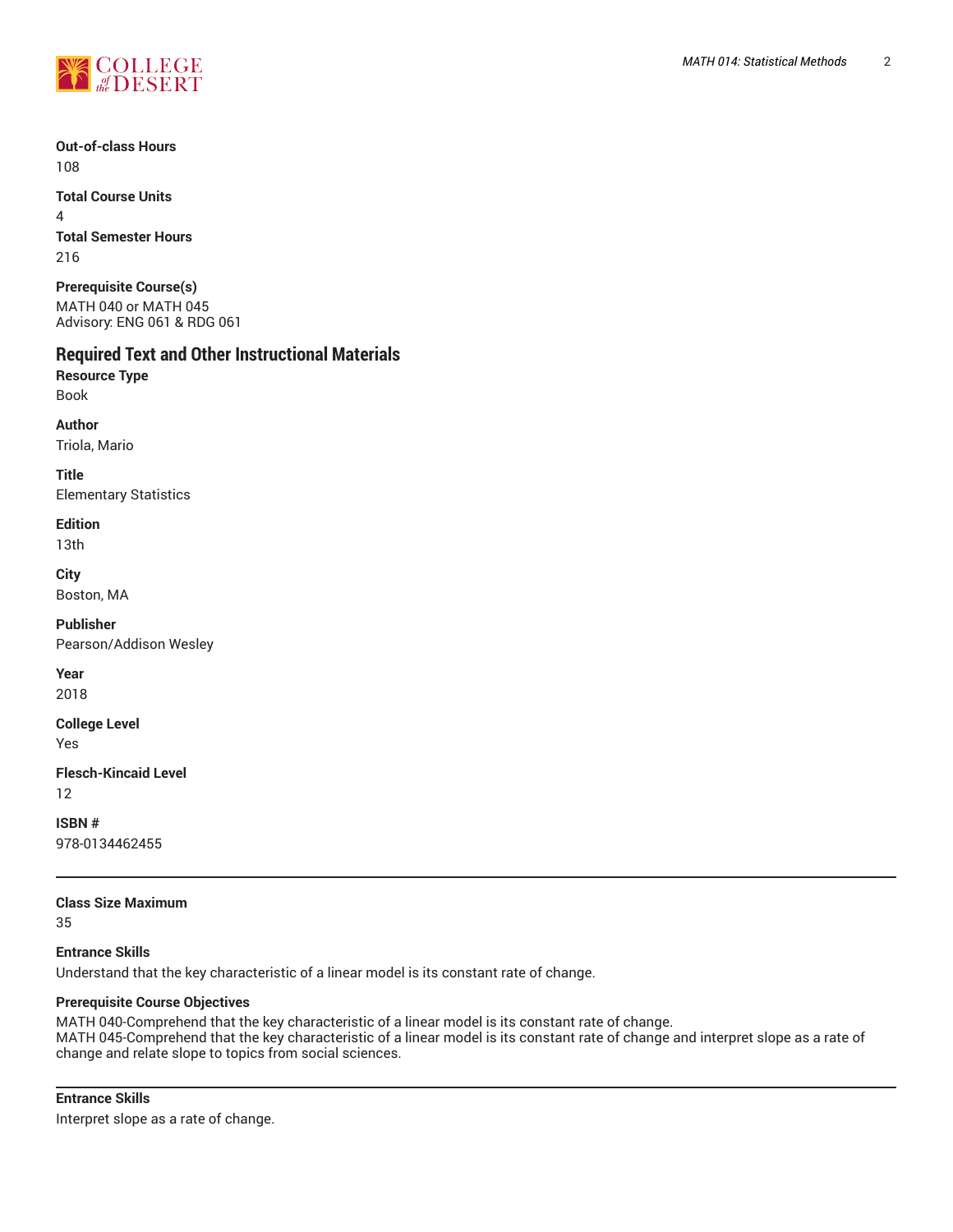**Out-of-class Hours**
108

**Total Course Units**
4

**Total Semester Hours**
216

**Prerequisite Course(s)**
MATH 040 or MATH 045
Advisory: ENG 061 & RDG 061

## Required Text and Other Instructional Materials

**Resource Type**
Book

**Author**
Triola, Mario

**Title**
Elementary Statistics

**Edition**
13th

**City**
Boston, MA

**Publisher**
Pearson/Addison Wesley

**Year**
2018

**College Level**
Yes

**Flesch-Kincaid Level**
12

**ISBN #**
978-0134462455

---

**Class Size Maximum**
35

**Entrance Skills**
Understand that the key characteristic of a linear model is its constant rate of change.

**Prerequisite Course Objectives**
MATH 040-Comprehend that the key characteristic of a linear model is its constant rate of change.
MATH 045-Comprehend that the key characteristic of a linear model is its constant rate of change and interpret slope as a rate of change and relate slope to topics from social sciences.

---

**Entrance Skills**
Interpret slope as a rate of change.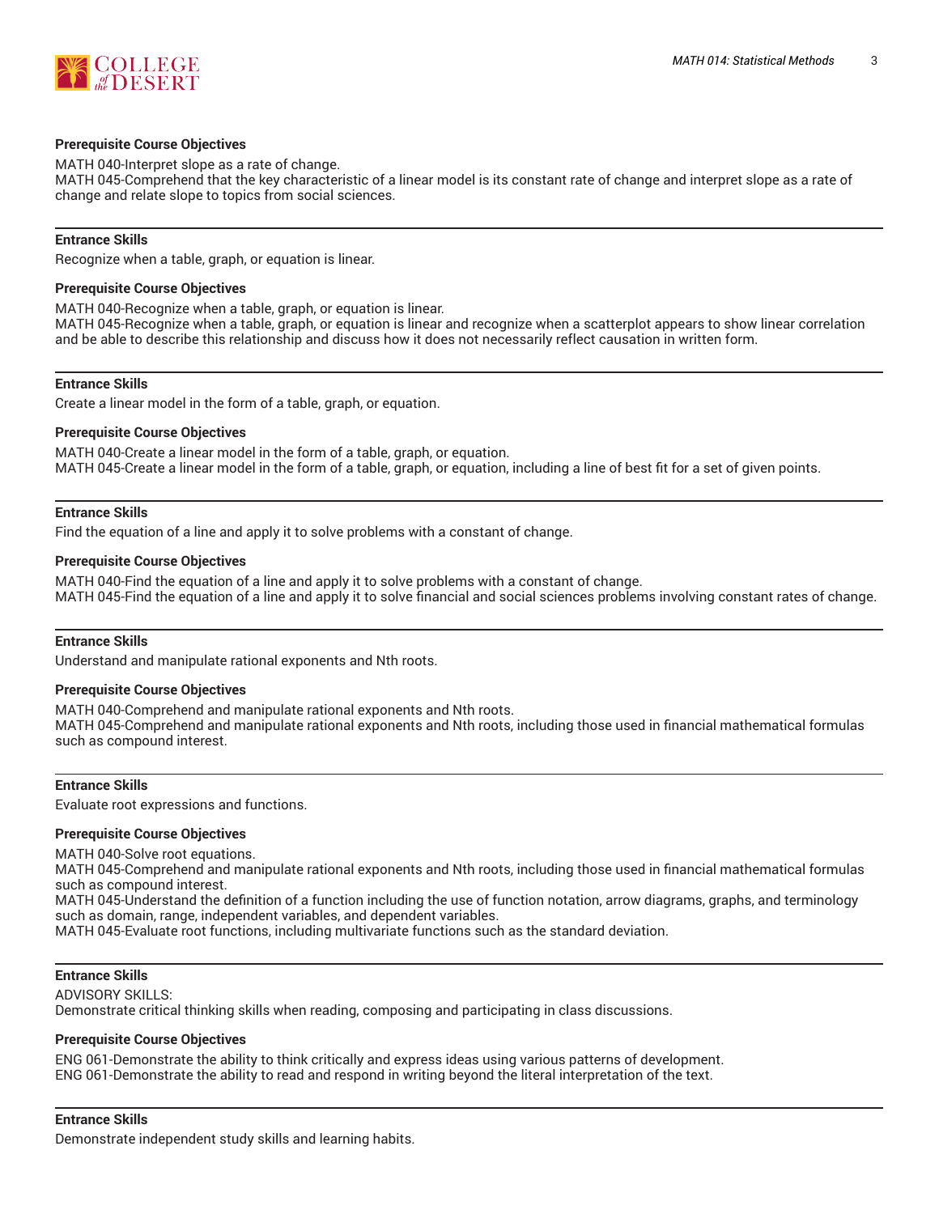#### Prerequisite Course Objectives

MATH 040-Interpret slope as a rate of change.
MATH 045-Comprehend that the key characteristic of a linear model is its constant rate of change and interpret slope as a rate of change and relate slope to topics from social sciences.

---

#### Entrance Skills

Recognize when a table, graph, or equation is linear.

#### Prerequisite Course Objectives

MATH 040-Recognize when a table, graph, or equation is linear.
MATH 045-Recognize when a table, graph, or equation is linear and recognize when a scatterplot appears to show linear correlation and be able to describe this relationship and discuss how it does not necessarily reflect causation in written form.

---

#### Entrance Skills

Create a linear model in the form of a table, graph, or equation.

#### Prerequisite Course Objectives

MATH 040-Create a linear model in the form of a table, graph, or equation.
MATH 045-Create a linear model in the form of a table, graph, or equation, including a line of best fit for a set of given points.

---

#### Entrance Skills

Find the equation of a line and apply it to solve problems with a constant of change.

#### Prerequisite Course Objectives

MATH 040-Find the equation of a line and apply it to solve problems with a constant of change.
MATH 045-Find the equation of a line and apply it to solve financial and social sciences problems involving constant rates of change.

---

#### Entrance Skills

Understand and manipulate rational exponents and Nth roots.

#### Prerequisite Course Objectives

MATH 040-Comprehend and manipulate rational exponents and Nth roots.
MATH 045-Comprehend and manipulate rational exponents and Nth roots, including those used in financial mathematical formulas such as compound interest.

---

#### Entrance Skills

Evaluate root expressions and functions.

#### Prerequisite Course Objectives

MATH 040-Solve root equations.
MATH 045-Comprehend and manipulate rational exponents and Nth roots, including those used in financial mathematical formulas such as compound interest.
MATH 045-Understand the definition of a function including the use of function notation, arrow diagrams, graphs, and terminology such as domain, range, independent variables, and dependent variables.
MATH 045-Evaluate root functions, including multivariate functions such as the standard deviation.

---

#### Entrance Skills

ADVISORY SKILLS:
Demonstrate critical thinking skills when reading, composing and participating in class discussions.

#### Prerequisite Course Objectives

ENG 061-Demonstrate the ability to think critically and express ideas using various patterns of development.
ENG 061-Demonstrate the ability to read and respond in writing beyond the literal interpretation of the text.

---

#### Entrance Skills

Demonstrate independent study skills and learning habits.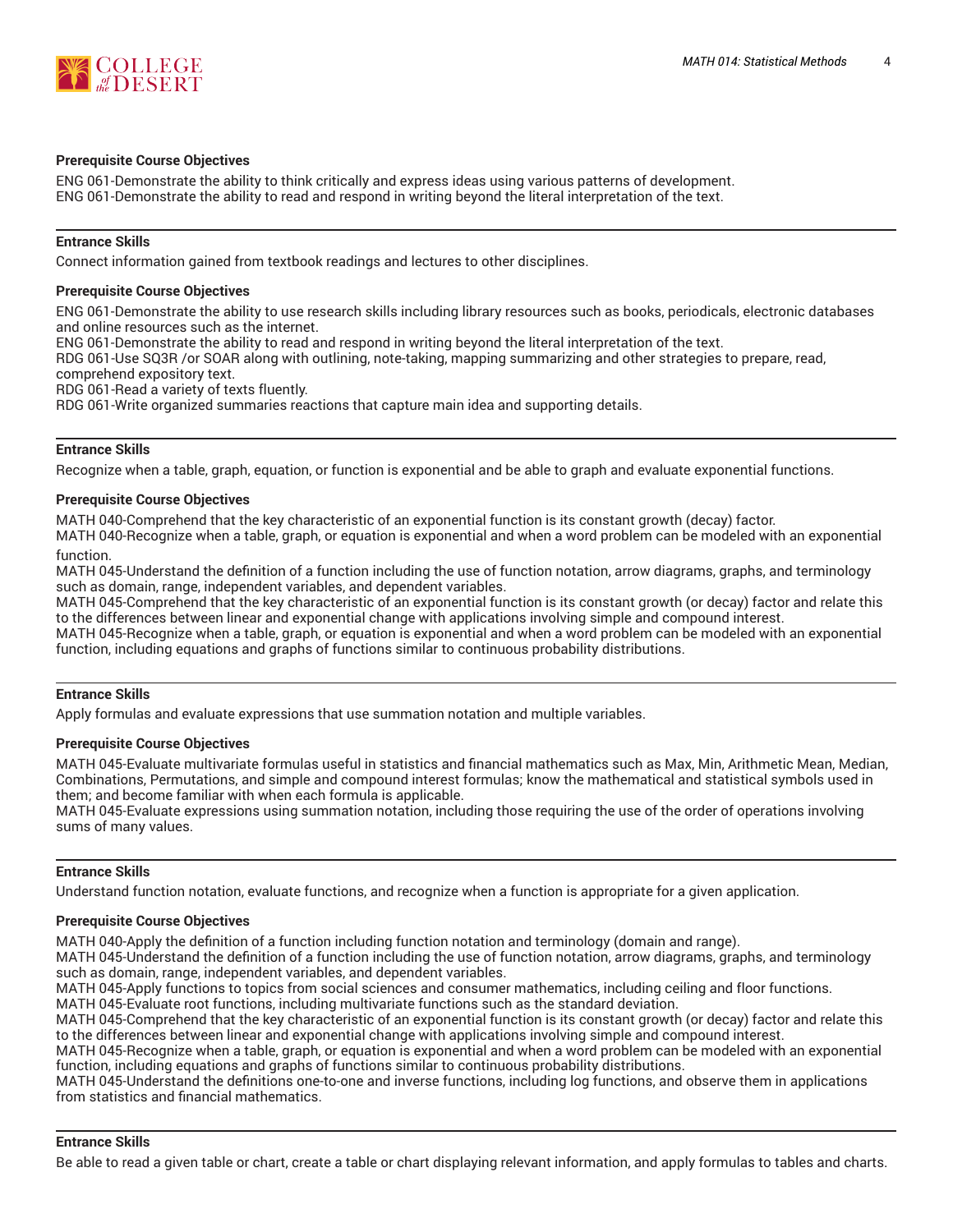#### Prerequisite Course Objectives

ENG 061-Demonstrate the ability to think critically and express ideas using various patterns of development.
ENG 061-Demonstrate the ability to read and respond in writing beyond the literal interpretation of the text.

---

#### Entrance Skills

Connect information gained from textbook readings and lectures to other disciplines.

#### Prerequisite Course Objectives

ENG 061-Demonstrate the ability to use research skills including library resources such as books, periodicals, electronic databases and online resources such as the internet.
ENG 061-Demonstrate the ability to read and respond in writing beyond the literal interpretation of the text.
RDG 061-Use SQ3R /or SOAR along with outlining, note-taking, mapping summarizing and other strategies to prepare, read, comprehend expository text.
RDG 061-Read a variety of texts fluently.
RDG 061-Write organized summaries reactions that capture main idea and supporting details.

---

#### Entrance Skills

Recognize when a table, graph, equation, or function is exponential and be able to graph and evaluate exponential functions.

#### Prerequisite Course Objectives

MATH 040-Comprehend that the key characteristic of an exponential function is its constant growth (decay) factor.
MATH 040-Recognize when a table, graph, or equation is exponential and when a word problem can be modeled with an exponential function.
MATH 045-Understand the definition of a function including the use of function notation, arrow diagrams, graphs, and terminology such as domain, range, independent variables, and dependent variables.
MATH 045-Comprehend that the key characteristic of an exponential function is its constant growth (or decay) factor and relate this to the differences between linear and exponential change with applications involving simple and compound interest.
MATH 045-Recognize when a table, graph, or equation is exponential and when a word problem can be modeled with an exponential function, including equations and graphs of functions similar to continuous probability distributions.

---

#### Entrance Skills

Apply formulas and evaluate expressions that use summation notation and multiple variables.

#### Prerequisite Course Objectives

MATH 045-Evaluate multivariate formulas useful in statistics and financial mathematics such as Max, Min, Arithmetic Mean, Median, Combinations, Permutations, and simple and compound interest formulas; know the mathematical and statistical symbols used in them; and become familiar with when each formula is applicable.
MATH 045-Evaluate expressions using summation notation, including those requiring the use of the order of operations involving sums of many values.

---

#### Entrance Skills

Understand function notation, evaluate functions, and recognize when a function is appropriate for a given application.

#### Prerequisite Course Objectives

MATH 040-Apply the definition of a function including function notation and terminology (domain and range).
MATH 045-Understand the definition of a function including the use of function notation, arrow diagrams, graphs, and terminology such as domain, range, independent variables, and dependent variables.
MATH 045-Apply functions to topics from social sciences and consumer mathematics, including ceiling and floor functions.
MATH 045-Evaluate root functions, including multivariate functions such as the standard deviation.
MATH 045-Comprehend that the key characteristic of an exponential function is its constant growth (or decay) factor and relate this to the differences between linear and exponential change with applications involving simple and compound interest.
MATH 045-Recognize when a table, graph, or equation is exponential and when a word problem can be modeled with an exponential function, including equations and graphs of functions similar to continuous probability distributions.
MATH 045-Understand the definitions one-to-one and inverse functions, including log functions, and observe them in applications from statistics and financial mathematics.

---

#### Entrance Skills

Be able to read a given table or chart, create a table or chart displaying relevant information, and apply formulas to tables and charts.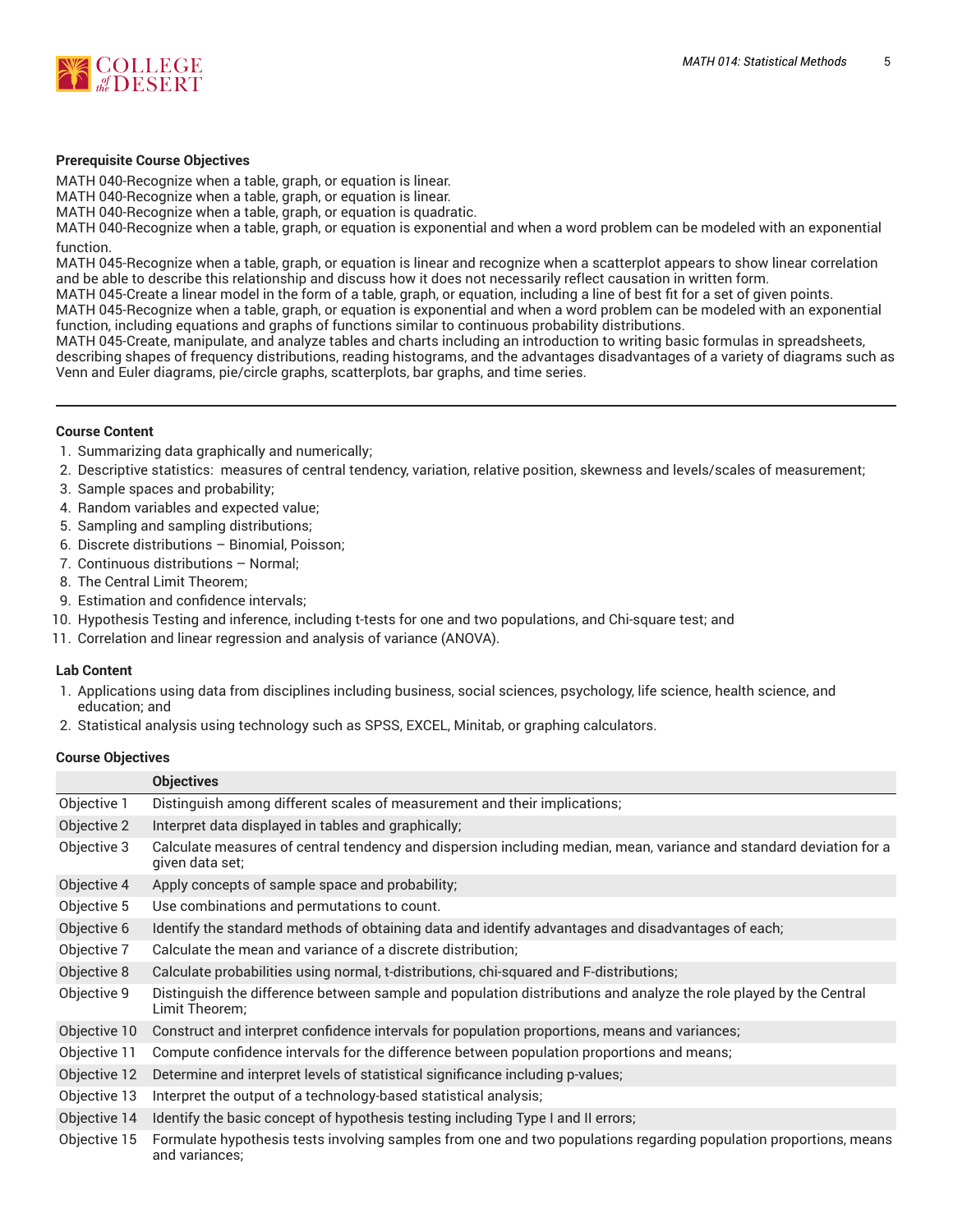### Prerequisite Course Objectives

MATH 040-Recognize when a table, graph, or equation is linear.
MATH 040-Recognize when a table, graph, or equation is linear.
MATH 040-Recognize when a table, graph, or equation is quadratic.
MATH 040-Recognize when a table, graph, or equation is exponential and when a word problem can be modeled with an exponential function.
MATH 045-Recognize when a table, graph, or equation is linear and recognize when a scatterplot appears to show linear correlation and be able to describe this relationship and discuss how it does not necessarily reflect causation in written form.
MATH 045-Create a linear model in the form of a table, graph, or equation, including a line of best fit for a set of given points.
MATH 045-Recognize when a table, graph, or equation is exponential and when a word problem can be modeled with an exponential function, including equations and graphs of functions similar to continuous probability distributions.
MATH 045-Create, manipulate, and analyze tables and charts including an introduction to writing basic formulas in spreadsheets, describing shapes of frequency distributions, reading histograms, and the advantages disadvantages of a variety of diagrams such as Venn and Euler diagrams, pie/circle graphs, scatterplots, bar graphs, and time series.

---

### Course Content

1. Summarizing data graphically and numerically;
2. Descriptive statistics: measures of central tendency, variation, relative position, skewness and levels/scales of measurement;
3. Sample spaces and probability;
4. Random variables and expected value;
5. Sampling and sampling distributions;
6. Discrete distributions – Binomial, Poisson;
7. Continuous distributions – Normal;
8. The Central Limit Theorem;
9. Estimation and confidence intervals;
10. Hypothesis Testing and inference, including t-tests for one and two populations, and Chi-square test; and
11. Correlation and linear regression and analysis of variance (ANOVA).

### Lab Content

1. Applications using data from disciplines including business, social sciences, psychology, life science, health science, and education; and
2. Statistical analysis using technology such as SPSS, EXCEL, Minitab, or graphing calculators.

### Course Objectives

| | Objectives |
|---|---|
| Objective 1 | Distinguish among different scales of measurement and their implications; |
| Objective 2 | Interpret data displayed in tables and graphically; |
| Objective 3 | Calculate measures of central tendency and dispersion including median, mean, variance and standard deviation for a given data set; |
| Objective 4 | Apply concepts of sample space and probability; |
| Objective 5 | Use combinations and permutations to count. |
| Objective 6 | Identify the standard methods of obtaining data and identify advantages and disadvantages of each; |
| Objective 7 | Calculate the mean and variance of a discrete distribution; |
| Objective 8 | Calculate probabilities using normal, t-distributions, chi-squared and F-distributions; |
| Objective 9 | Distinguish the difference between sample and population distributions and analyze the role played by the Central Limit Theorem; |
| Objective 10 | Construct and interpret confidence intervals for population proportions, means and variances; |
| Objective 11 | Compute confidence intervals for the difference between population proportions and means; |
| Objective 12 | Determine and interpret levels of statistical significance including p-values; |
| Objective 13 | Interpret the output of a technology-based statistical analysis; |
| Objective 14 | Identify the basic concept of hypothesis testing including Type I and II errors; |
| Objective 15 | Formulate hypothesis tests involving samples from one and two populations regarding population proportions, means and variances; |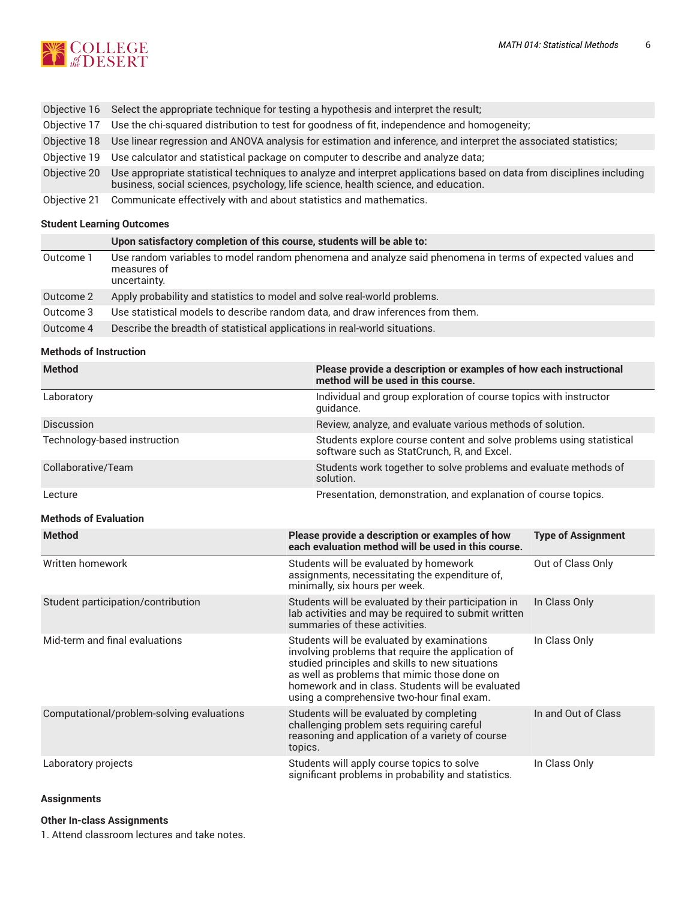| | |
|---|---|
| Objective 16 | Select the appropriate technique for testing a hypothesis and interpret the result; |
| Objective 17 | Use the chi-squared distribution to test for goodness of fit, independence and homogeneity; |
| Objective 18 | Use linear regression and ANOVA analysis for estimation and inference, and interpret the associated statistics; |
| Objective 19 | Use calculator and statistical package on computer to describe and analyze data; |
| Objective 20 | Use appropriate statistical techniques to analyze and interpret applications based on data from disciplines including business, social sciences, psychology, life science, health science, and education. |
| Objective 21 | Communicate effectively with and about statistics and mathematics. |

### Student Learning Outcomes

| | Upon satisfactory completion of this course, students will be able to: |
|---|---|
| Outcome 1 | Use random variables to model random phenomena and analyze said phenomena in terms of expected values and measures of uncertainty. |
| Outcome 2 | Apply probability and statistics to model and solve real-world problems. |
| Outcome 3 | Use statistical models to describe random data, and draw inferences from them. |
| Outcome 4 | Describe the breadth of statistical applications in real-world situations. |

### Methods of Instruction

| Method | Please provide a description or examples of how each instructional method will be used in this course. |
|---|---|
| Laboratory | Individual and group exploration of course topics with instructor guidance. |
| Discussion | Review, analyze, and evaluate various methods of solution. |
| Technology-based instruction | Students explore course content and solve problems using statistical software such as StatCrunch, R, and Excel. |
| Collaborative/Team | Students work together to solve problems and evaluate methods of solution. |
| Lecture | Presentation, demonstration, and explanation of course topics. |

### Methods of Evaluation

| Method | Please provide a description or examples of how each evaluation method will be used in this course. | Type of Assignment |
|---|---|---|
| Written homework | Students will be evaluated by homework assignments, necessitating the expenditure of, minimally, six hours per week. | Out of Class Only |
| Student participation/contribution | Students will be evaluated by their participation in lab activities and may be required to submit written summaries of these activities. | In Class Only |
| Mid-term and final evaluations | Students will be evaluated by examinations involving problems that require the application of studied principles and skills to new situations as well as problems that mimic those done on homework and in class. Students will be evaluated using a comprehensive two-hour final exam. | In Class Only |
| Computational/problem-solving evaluations | Students will be evaluated by completing challenging problem sets requiring careful reasoning and application of a variety of course topics. | In and Out of Class |
| Laboratory projects | Students will apply course topics to solve significant problems in probability and statistics. | In Class Only |

### Assignments

#### Other In-class Assignments

1. Attend classroom lectures and take notes.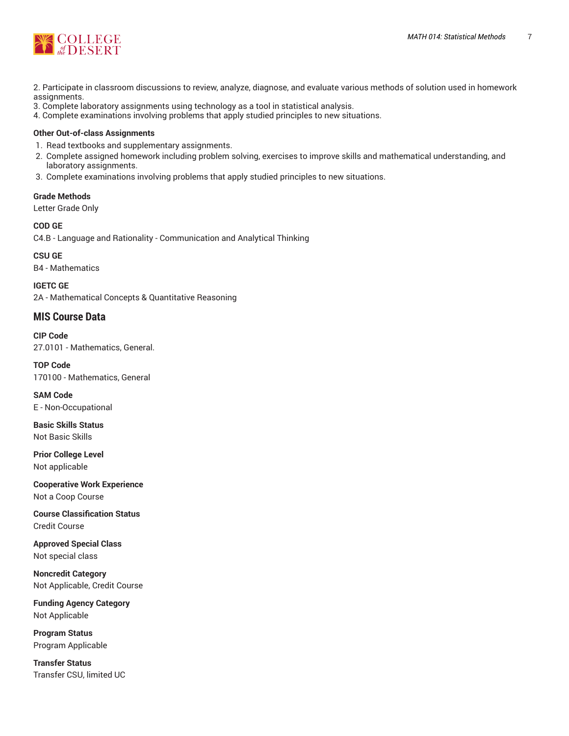2. Participate in classroom discussions to review, analyze, diagnose, and evaluate various methods of solution used in homework assignments.
3. Complete laboratory assignments using technology as a tool in statistical analysis.
4. Complete examinations involving problems that apply studied principles to new situations.

**Other Out-of-class Assignments**

1. Read textbooks and supplementary assignments.
2. Complete assigned homework including problem solving, exercises to improve skills and mathematical understanding, and laboratory assignments.
3. Complete examinations involving problems that apply studied principles to new situations.

**Grade Methods**

Letter Grade Only

**COD GE**

C4.B - Language and Rationality - Communication and Analytical Thinking

**CSU GE**

B4 - Mathematics

**IGETC GE**

2A - Mathematical Concepts & Quantitative Reasoning

## MIS Course Data

**CIP Code**

27.0101 - Mathematics, General.

**TOP Code**

170100 - Mathematics, General

**SAM Code**

E - Non-Occupational

**Basic Skills Status**

Not Basic Skills

**Prior College Level**

Not applicable

**Cooperative Work Experience**

Not a Coop Course

**Course Classification Status**

Credit Course

**Approved Special Class**

Not special class

**Noncredit Category**

Not Applicable, Credit Course

**Funding Agency Category**

Not Applicable

**Program Status**

Program Applicable

**Transfer Status**

Transfer CSU, limited UC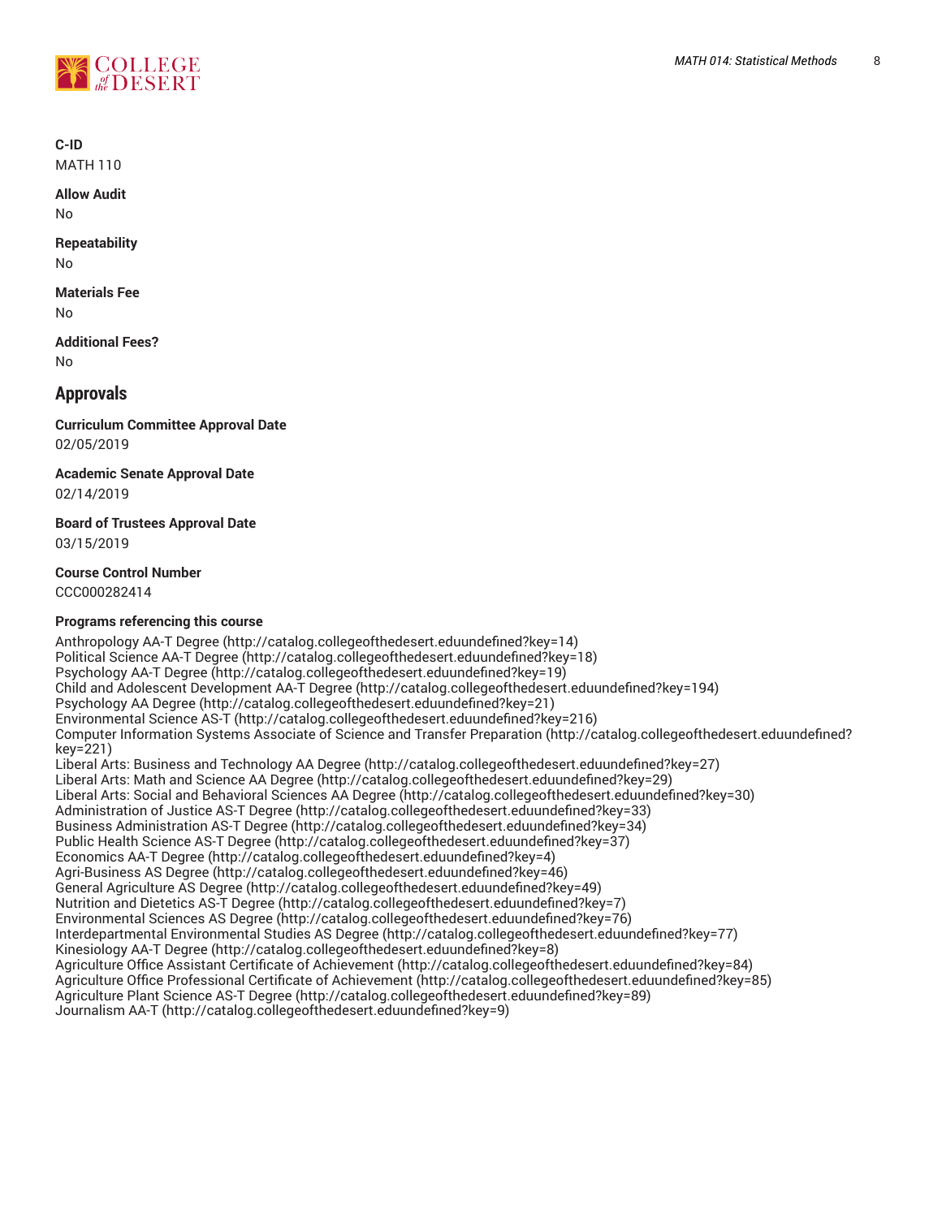**C-ID**
MATH 110

**Allow Audit**
No

**Repeatability**
No

**Materials Fee**
No

**Additional Fees?**
No

## Approvals

**Curriculum Committee Approval Date**
02/05/2019

**Academic Senate Approval Date**
02/14/2019

**Board of Trustees Approval Date**
03/15/2019

**Course Control Number**
CCC000282414

**Programs referencing this course**

Anthropology AA-T Degree (http://catalog.collegeofthedesert.eduundefined?key=14)
Political Science AA-T Degree (http://catalog.collegeofthedesert.eduundefined?key=18)
Psychology AA-T Degree (http://catalog.collegeofthedesert.eduundefined?key=19)
Child and Adolescent Development AA-T Degree (http://catalog.collegeofthedesert.eduundefined?key=194)
Psychology AA Degree (http://catalog.collegeofthedesert.eduundefined?key=21)
Environmental Science AS-T (http://catalog.collegeofthedesert.eduundefined?key=216)
Computer Information Systems Associate of Science and Transfer Preparation (http://catalog.collegeofthedesert.eduundefined?key=221)
Liberal Arts: Business and Technology AA Degree (http://catalog.collegeofthedesert.eduundefined?key=27)
Liberal Arts: Math and Science AA Degree (http://catalog.collegeofthedesert.eduundefined?key=29)
Liberal Arts: Social and Behavioral Sciences AA Degree (http://catalog.collegeofthedesert.eduundefined?key=30)
Administration of Justice AS-T Degree (http://catalog.collegeofthedesert.eduundefined?key=33)
Business Administration AS-T Degree (http://catalog.collegeofthedesert.eduundefined?key=34)
Public Health Science AS-T Degree (http://catalog.collegeofthedesert.eduundefined?key=37)
Economics AA-T Degree (http://catalog.collegeofthedesert.eduundefined?key=4)
Agri-Business AS Degree (http://catalog.collegeofthedesert.eduundefined?key=46)
General Agriculture AS Degree (http://catalog.collegeofthedesert.eduundefined?key=49)
Nutrition and Dietetics AS-T Degree (http://catalog.collegeofthedesert.eduundefined?key=7)
Environmental Sciences AS Degree (http://catalog.collegeofthedesert.eduundefined?key=76)
Interdepartmental Environmental Studies AS Degree (http://catalog.collegeofthedesert.eduundefined?key=77)
Kinesiology AA-T Degree (http://catalog.collegeofthedesert.eduundefined?key=8)
Agriculture Office Assistant Certificate of Achievement (http://catalog.collegeofthedesert.eduundefined?key=84)
Agriculture Office Professional Certificate of Achievement (http://catalog.collegeofthedesert.eduundefined?key=85)
Agriculture Plant Science AS-T Degree (http://catalog.collegeofthedesert.eduundefined?key=89)
Journalism AA-T (http://catalog.collegeofthedesert.eduundefined?key=9)